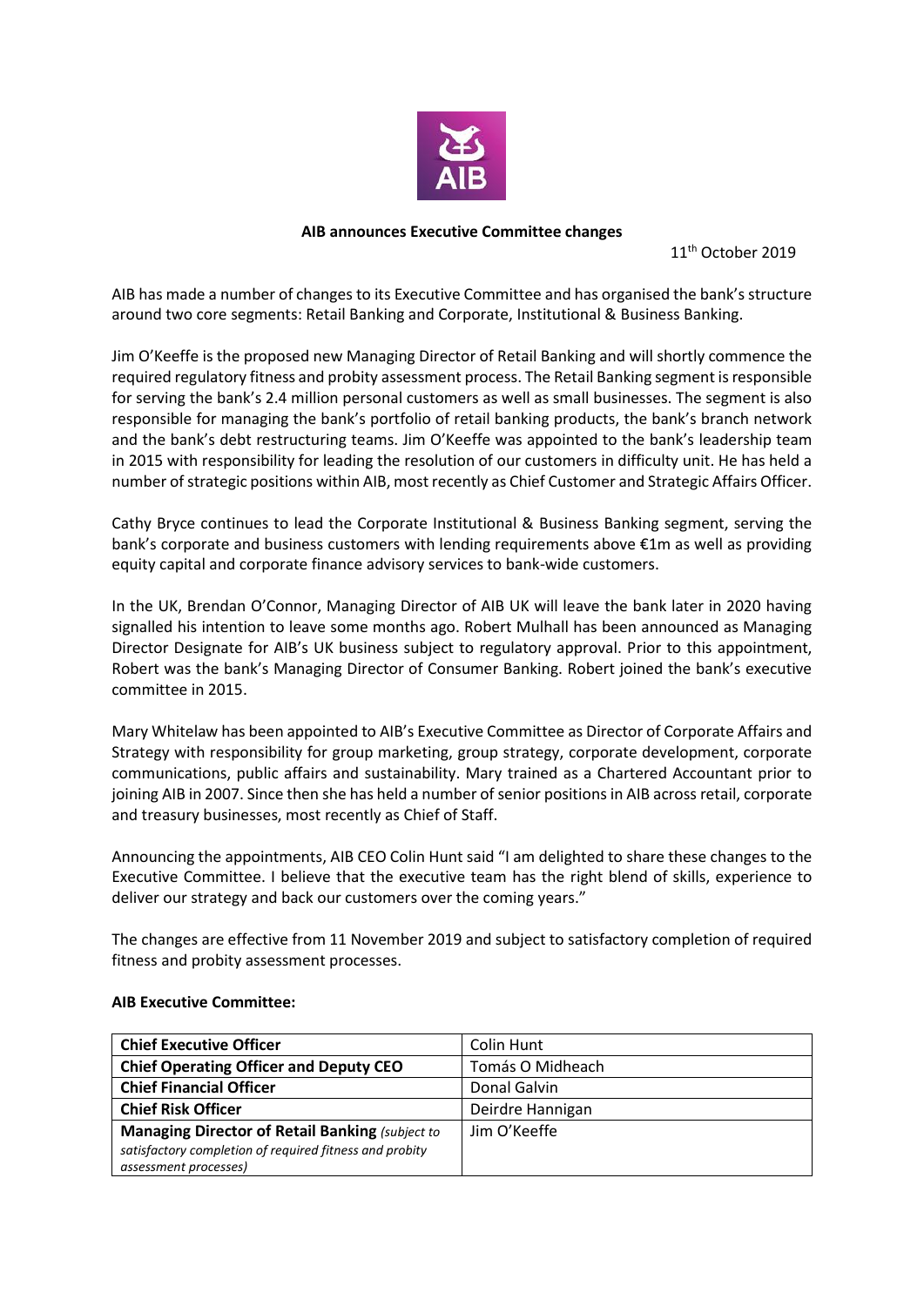**AIB announces Executive Committee changes**

11th October 2019

AIB has made a number of changes to its Executive Committee and has organised the bank's structure around two core segments: Retail Banking and Corporate, Institutional & Business Banking.

Jim O'Keeffe is the proposed new Managing Director of Retail Banking and will shortly commence the required regulatory fitness and probity assessment process. The Retail Banking segment is responsible for serving the bank's 2.4 million personal customers as well as small businesses. The segment is also responsible for managing the bank's portfolio of retail banking products, the bank's branch network and the bank's debt restructuring teams. Jim O'Keeffe was appointed to the bank's leadership team in 2015 with responsibility for leading the resolution of our customers in difficulty unit. He has held a number of strategic positions within AIB, most recently as Chief Customer and Strategic Affairs Officer.

Cathy Bryce continues to lead the Corporate Institutional & Business Banking segment, serving the bank's corporate and business customers with lending requirements above €1m as well as providing equity capital and corporate finance advisory services to bank-wide customers.

In the UK, Brendan O'Connor, Managing Director of AIB UK will leave the bank later in 2020 having signalled his intention to leave some months ago. Robert Mulhall has been announced as Managing Director Designate for AIB's UK business subject to regulatory approval. Prior to this appointment, Robert was the bank's Managing Director of Consumer Banking. Robert joined the bank's executive committee in 2015.

Mary Whitelaw has been appointed to AIB's Executive Committee as Director of Corporate Affairs and Strategy with responsibility for group marketing, group strategy, corporate development, corporate communications, public affairs and sustainability. Mary trained as a Chartered Accountant prior to joining AIB in 2007. Since then she has held a number of senior positions in AIB across retail, corporate and treasury businesses, most recently as Chief of Staff.

Announcing the appointments, AIB CEO Colin Hunt said "I am delighted to share these changes to the Executive Committee. I believe that the executive team has the right blend of skills, experience to deliver our strategy and back our customers over the coming years."

The changes are effective from 11 November 2019 and subject to satisfactory completion of required fitness and probity assessment processes.

**AIB Executive Committee:**

| | |
|---|---|
| **Chief Executive Officer** | Colin Hunt |
| **Chief Operating Officer and Deputy CEO** | Tomás O Midheach |
| **Chief Financial Officer** | Donal Galvin |
| **Chief Risk Officer** | Deirdre Hannigan |
| **Managing Director of Retail Banking** *(subject to satisfactory completion of required fitness and probity assessment processes)* | Jim O'Keeffe |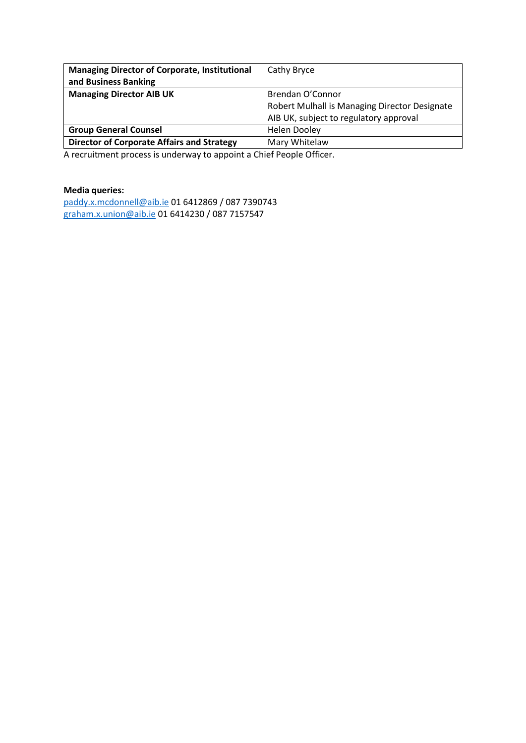| | |
|---|---|
| **Managing Director of Corporate, Institutional and Business Banking** | Cathy Bryce |
| **Managing Director AIB UK** | Brendan O'Connor<br>Robert Mulhall is Managing Director Designate AIB UK, subject to regulatory approval |
| **Group General Counsel** | Helen Dooley |
| **Director of Corporate Affairs and Strategy** | Mary Whitelaw |

A recruitment process is underway to appoint a Chief People Officer.

**Media queries:**
paddy.x.mcdonnell@aib.ie 01 6412869 / 087 7390743
graham.x.union@aib.ie 01 6414230 / 087 7157547